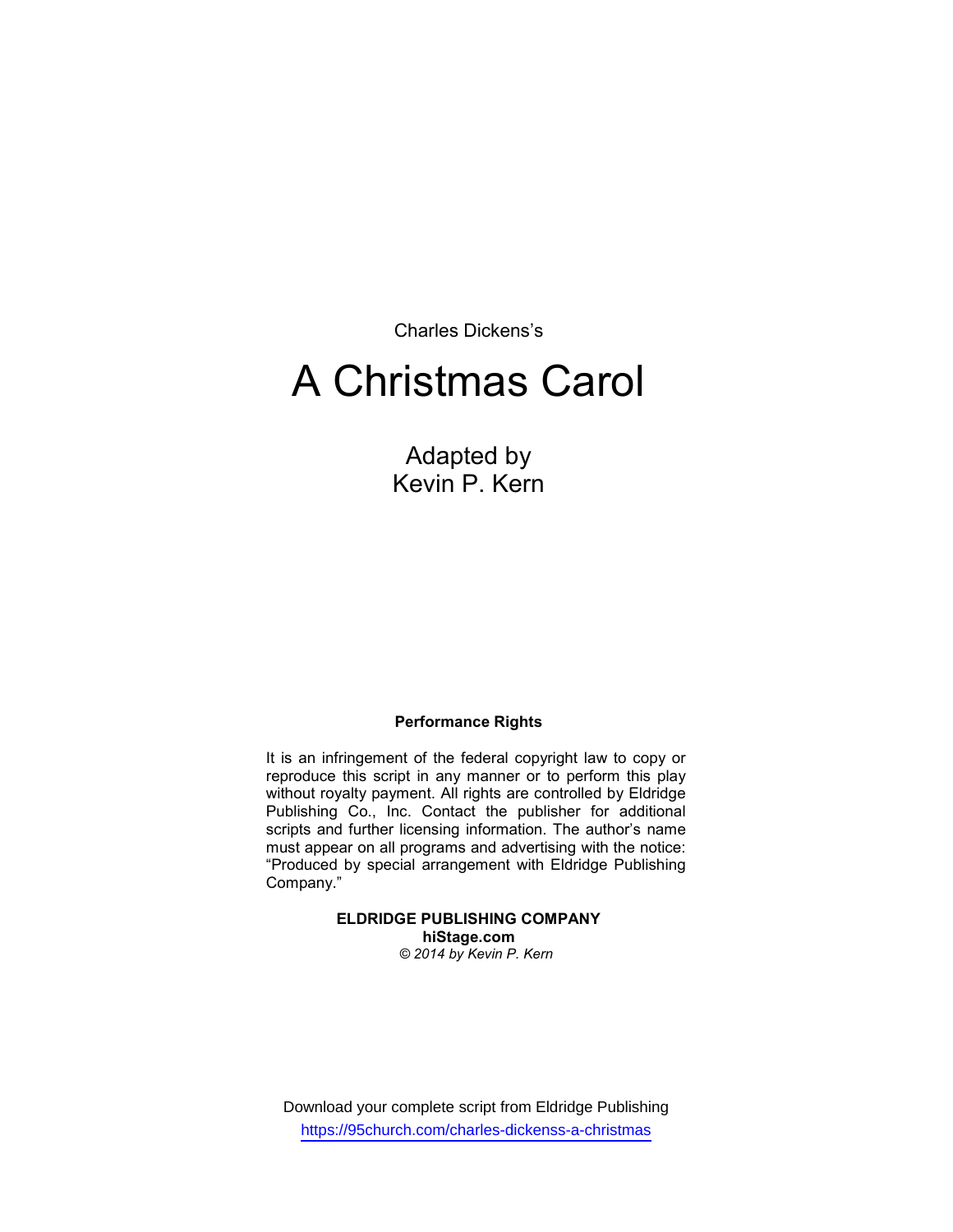Charles Dickens's

# A Christmas Carol

## Adapted by
## Kevin P. Kern

**Performance Rights**

It is an infringement of the federal copyright law to copy or reproduce this script in any manner or to perform this play without royalty payment. All rights are controlled by Eldridge Publishing Co., Inc. Contact the publisher for additional scripts and further licensing information. The author's name must appear on all programs and advertising with the notice: "Produced by special arrangement with Eldridge Publishing Company."

**ELDRIDGE PUBLISHING COMPANY**
**hiStage.com**
*© 2014 by Kevin P. Kern*

Download your complete script from Eldridge Publishing
https://95church.com/charles-dickenss-a-christmas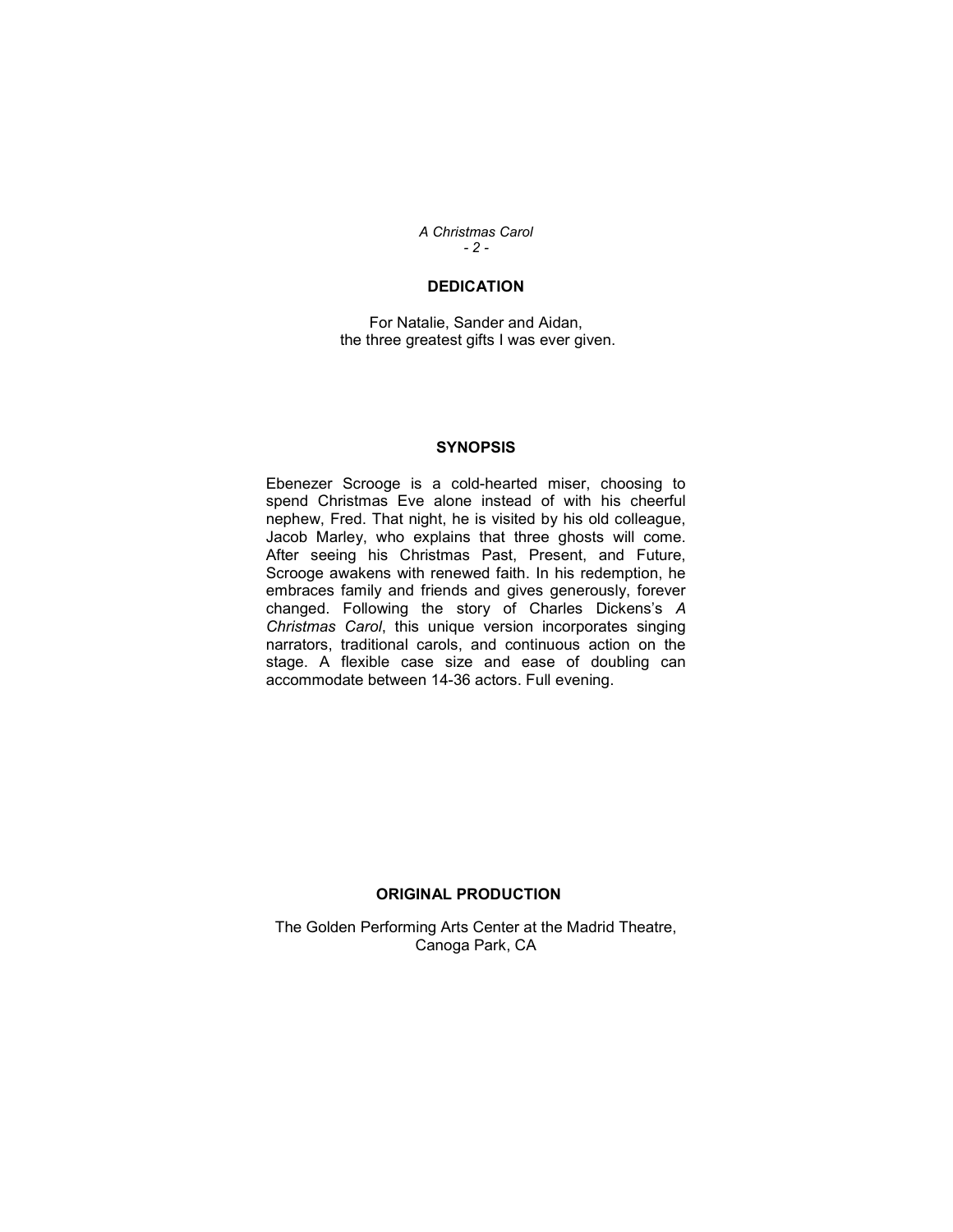## DEDICATION

For Natalie, Sander and Aidan,
the three greatest gifts I was ever given.

## SYNOPSIS

Ebenezer Scrooge is a cold-hearted miser, choosing to spend Christmas Eve alone instead of with his cheerful nephew, Fred. That night, he is visited by his old colleague, Jacob Marley, who explains that three ghosts will come. After seeing his Christmas Past, Present, and Future, Scrooge awakens with renewed faith. In his redemption, he embraces family and friends and gives generously, forever changed. Following the story of Charles Dickens's *A Christmas Carol*, this unique version incorporates singing narrators, traditional carols, and continuous action on the stage. A flexible case size and ease of doubling can accommodate between 14-36 actors. Full evening.

## ORIGINAL PRODUCTION

The Golden Performing Arts Center at the Madrid Theatre,
Canoga Park, CA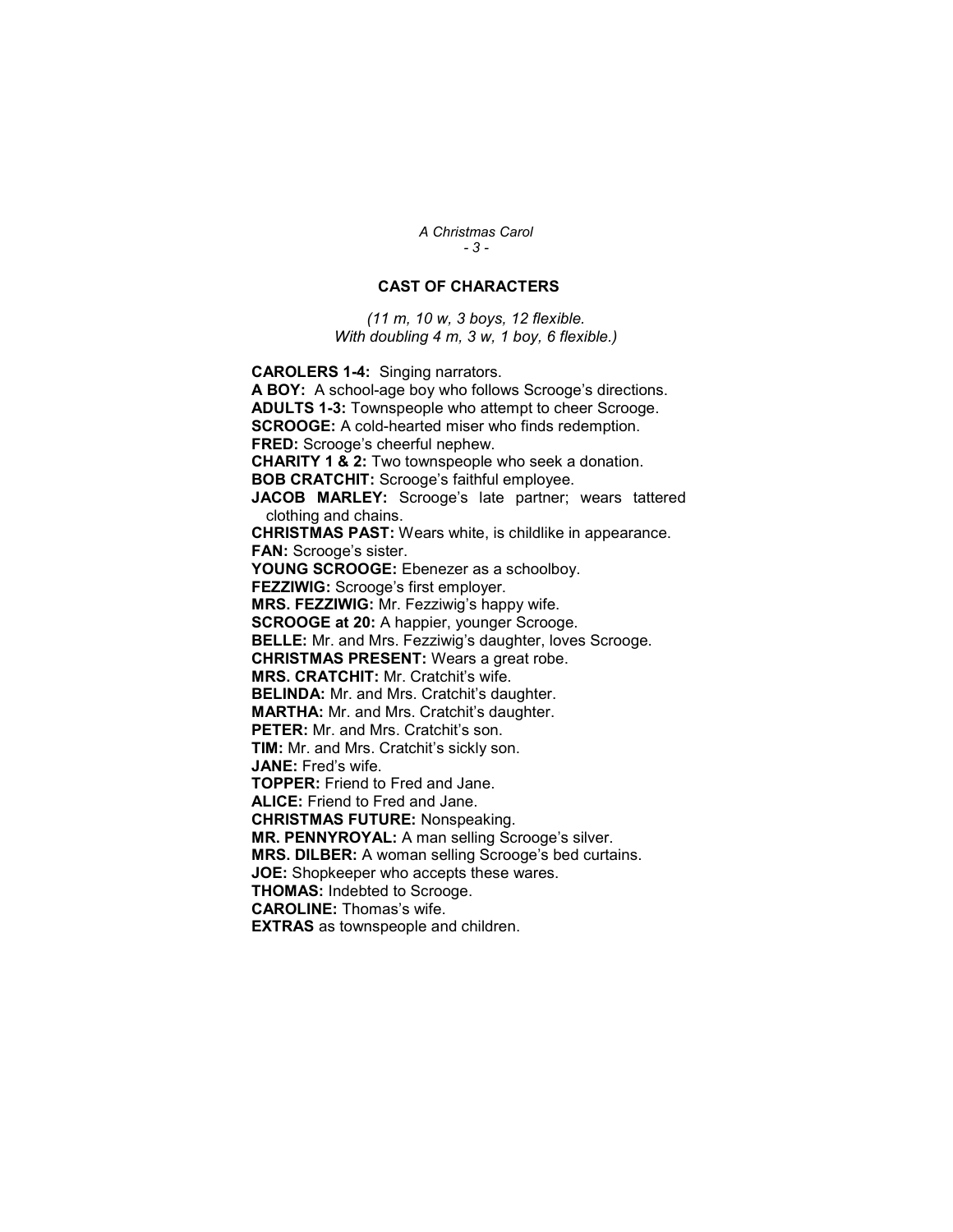## CAST OF CHARACTERS

*(11 m, 10 w, 3 boys, 12 flexible.*
*With doubling 4 m, 3 w, 1 boy, 6 flexible.)*

**CAROLERS 1-4:** Singing narrators.
**A BOY:** A school-age boy who follows Scrooge's directions.
**ADULTS 1-3:** Townspeople who attempt to cheer Scrooge.
**SCROOGE:** A cold-hearted miser who finds redemption.
**FRED:** Scrooge's cheerful nephew.
**CHARITY 1 & 2:** Two townspeople who seek a donation.
**BOB CRATCHIT:** Scrooge's faithful employee.
**JACOB MARLEY:** Scrooge's late partner; wears tattered clothing and chains.
**CHRISTMAS PAST:** Wears white, is childlike in appearance.
**FAN:** Scrooge's sister.
**YOUNG SCROOGE:** Ebenezer as a schoolboy.
**FEZZIWIG:** Scrooge's first employer.
**MRS. FEZZIWIG:** Mr. Fezziwig's happy wife.
**SCROOGE at 20:** A happier, younger Scrooge.
**BELLE:** Mr. and Mrs. Fezziwig's daughter, loves Scrooge.
**CHRISTMAS PRESENT:** Wears a great robe.
**MRS. CRATCHIT:** Mr. Cratchit's wife.
**BELINDA:** Mr. and Mrs. Cratchit's daughter.
**MARTHA:** Mr. and Mrs. Cratchit's daughter.
**PETER:** Mr. and Mrs. Cratchit's son.
**TIM:** Mr. and Mrs. Cratchit's sickly son.
**JANE:** Fred's wife.
**TOPPER:** Friend to Fred and Jane.
**ALICE:** Friend to Fred and Jane.
**CHRISTMAS FUTURE:** Nonspeaking.
**MR. PENNYROYAL:** A man selling Scrooge's silver.
**MRS. DILBER:** A woman selling Scrooge's bed curtains.
**JOE:** Shopkeeper who accepts these wares.
**THOMAS:** Indebted to Scrooge.
**CAROLINE:** Thomas's wife.
**EXTRAS** as townspeople and children.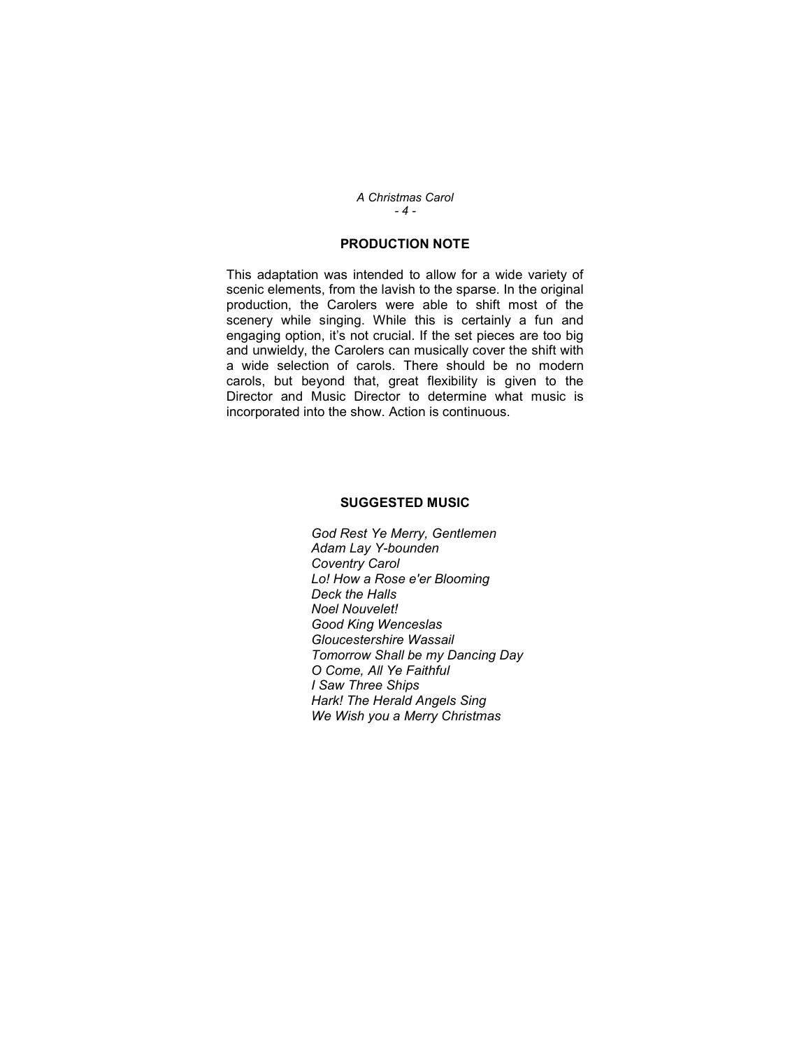## PRODUCTION NOTE

This adaptation was intended to allow for a wide variety of scenic elements, from the lavish to the sparse. In the original production, the Carolers were able to shift most of the scenery while singing. While this is certainly a fun and engaging option, it's not crucial. If the set pieces are too big and unwieldy, the Carolers can musically cover the shift with a wide selection of carols. There should be no modern carols, but beyond that, great flexibility is given to the Director and Music Director to determine what music is incorporated into the show. Action is continuous.

## SUGGESTED MUSIC

*God Rest Ye Merry, Gentlemen*
*Adam Lay Y-bounden*
*Coventry Carol*
*Lo! How a Rose e'er Blooming*
*Deck the Halls*
*Noel Nouvelet!*
*Good King Wenceslas*
*Gloucestershire Wassail*
*Tomorrow Shall be my Dancing Day*
*O Come, All Ye Faithful*
*I Saw Three Ships*
*Hark! The Herald Angels Sing*
*We Wish you a Merry Christmas*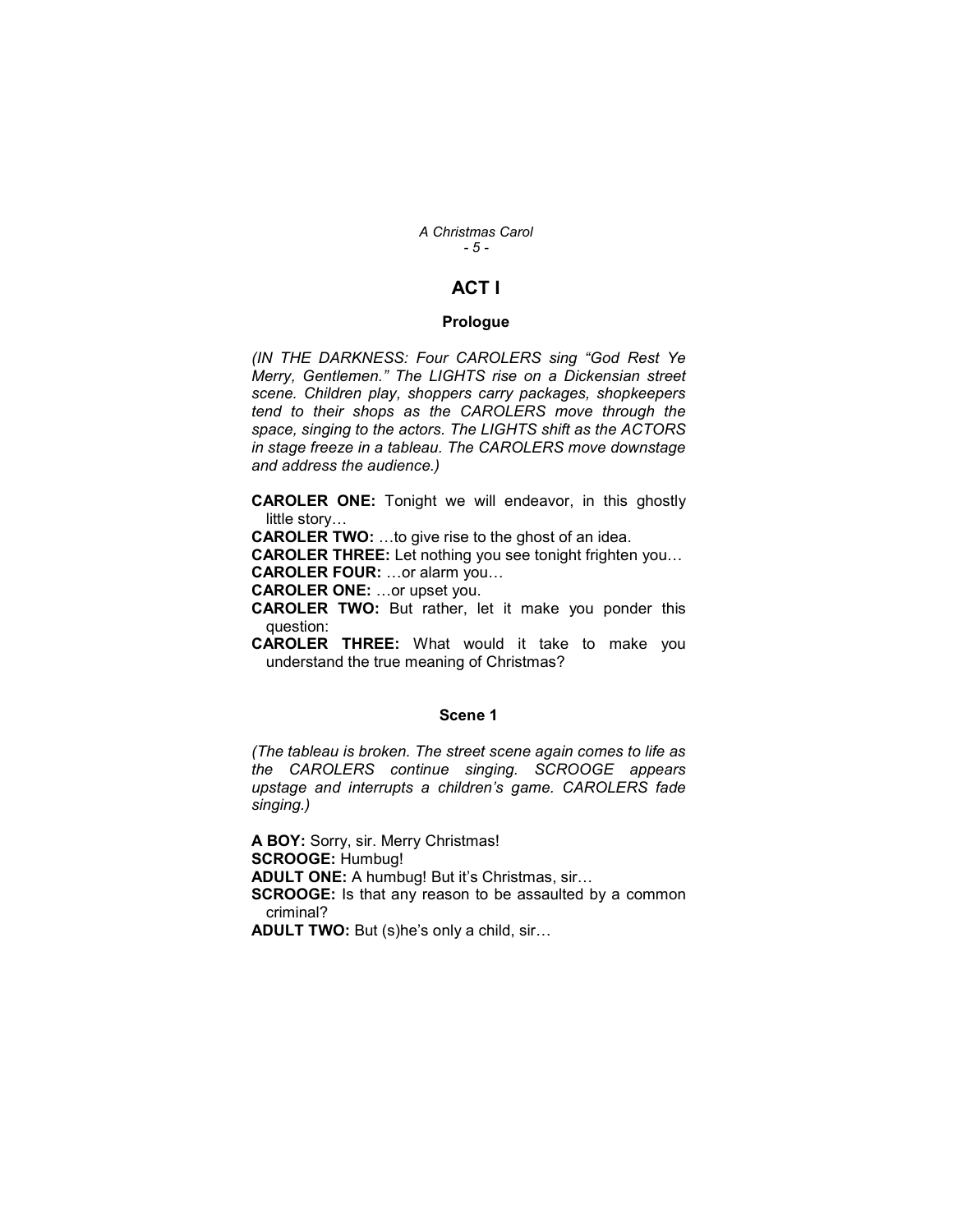# ACT I

## Prologue

*(IN THE DARKNESS: Four CAROLERS sing "God Rest Ye Merry, Gentlemen." The LIGHTS rise on a Dickensian street scene. Children play, shoppers carry packages, shopkeepers tend to their shops as the CAROLERS move through the space, singing to the actors. The LIGHTS shift as the ACTORS in stage freeze in a tableau. The CAROLERS move downstage and address the audience.)*

**CAROLER ONE:** Tonight we will endeavor, in this ghostly little story…

**CAROLER TWO:** …to give rise to the ghost of an idea.

**CAROLER THREE:** Let nothing you see tonight frighten you…

**CAROLER FOUR:** …or alarm you…

**CAROLER ONE:** …or upset you.

**CAROLER TWO:** But rather, let it make you ponder this question:

**CAROLER THREE:** What would it take to make you understand the true meaning of Christmas?

## Scene 1

*(The tableau is broken. The street scene again comes to life as the CAROLERS continue singing. SCROOGE appears upstage and interrupts a children's game. CAROLERS fade singing.)*

**A BOY:** Sorry, sir. Merry Christmas!

**SCROOGE:** Humbug!

**ADULT ONE:** A humbug! But it's Christmas, sir…

**SCROOGE:** Is that any reason to be assaulted by a common criminal?

**ADULT TWO:** But (s)he's only a child, sir…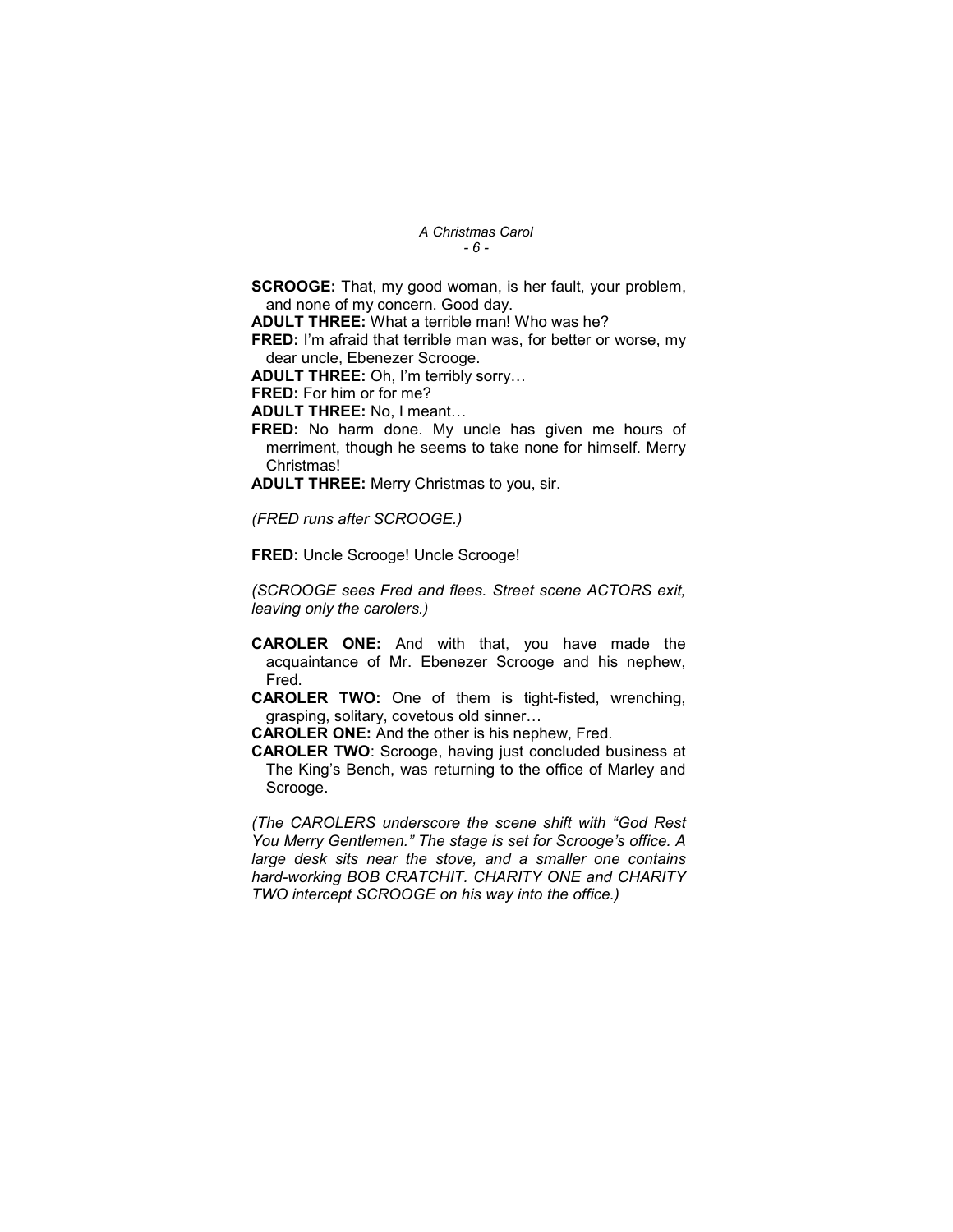**SCROOGE:** That, my good woman, is her fault, your problem, and none of my concern. Good day.

**ADULT THREE:** What a terrible man! Who was he?

**FRED:** I'm afraid that terrible man was, for better or worse, my dear uncle, Ebenezer Scrooge.

**ADULT THREE:** Oh, I'm terribly sorry…

**FRED:** For him or for me?

**ADULT THREE:** No, I meant…

**FRED:** No harm done. My uncle has given me hours of merriment, though he seems to take none for himself. Merry Christmas!

**ADULT THREE:** Merry Christmas to you, sir.

*(FRED runs after SCROOGE.)*

**FRED:** Uncle Scrooge! Uncle Scrooge!

*(SCROOGE sees Fred and flees. Street scene ACTORS exit, leaving only the carolers.)*

**CAROLER ONE:** And with that, you have made the acquaintance of Mr. Ebenezer Scrooge and his nephew, Fred.

**CAROLER TWO:** One of them is tight-fisted, wrenching, grasping, solitary, covetous old sinner…

**CAROLER ONE:** And the other is his nephew, Fred.

**CAROLER TWO**: Scrooge, having just concluded business at The King's Bench, was returning to the office of Marley and Scrooge.

*(The CAROLERS underscore the scene shift with "God Rest You Merry Gentlemen." The stage is set for Scrooge's office. A large desk sits near the stove, and a smaller one contains hard-working BOB CRATCHIT. CHARITY ONE and CHARITY TWO intercept SCROOGE on his way into the office.)*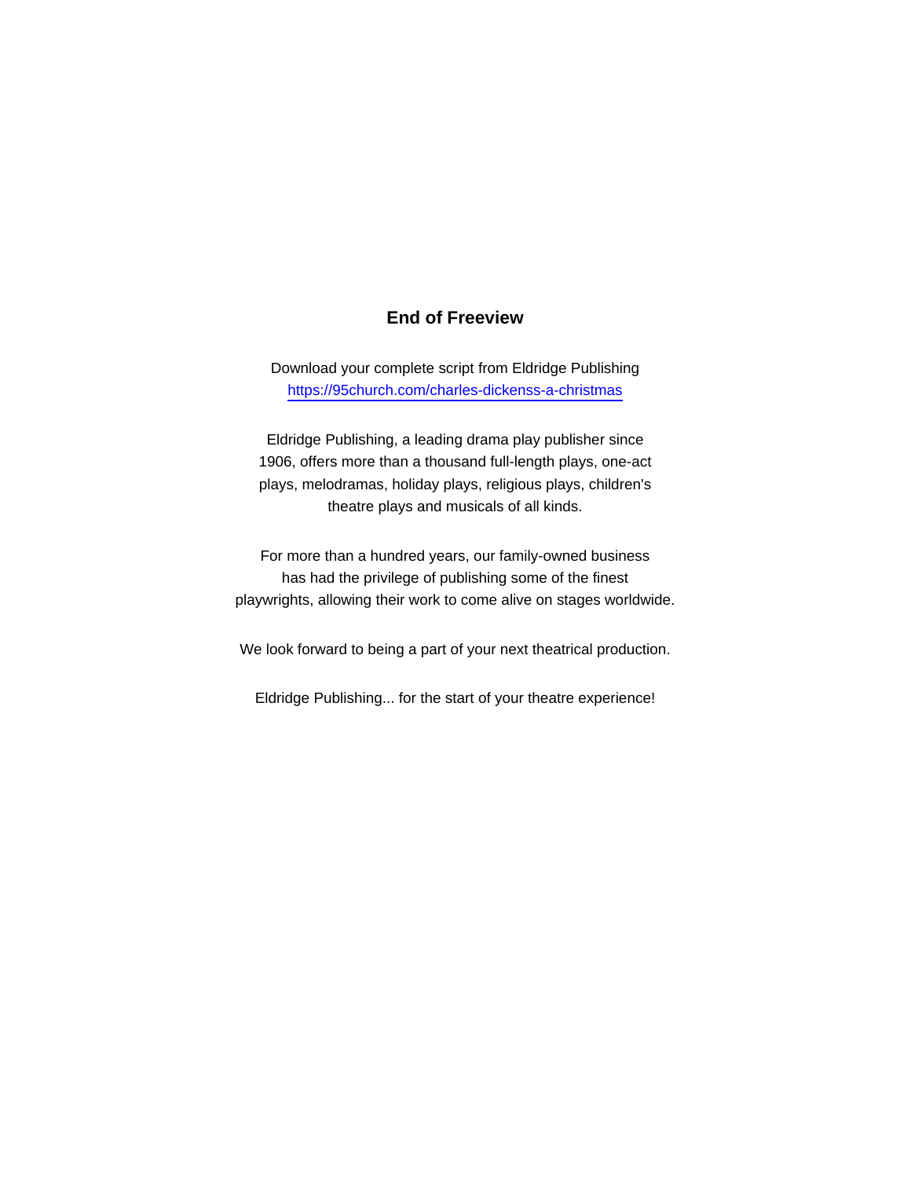**End of Freeview**

Download your complete script from Eldridge Publishing
https://95church.com/charles-dickenss-a-christmas

Eldridge Publishing, a leading drama play publisher since 1906, offers more than a thousand full-length plays, one-act plays, melodramas, holiday plays, religious plays, children's theatre plays and musicals of all kinds.

For more than a hundred years, our family-owned business has had the privilege of publishing some of the finest playwrights, allowing their work to come alive on stages worldwide.

We look forward to being a part of your next theatrical production.

Eldridge Publishing... for the start of your theatre experience!